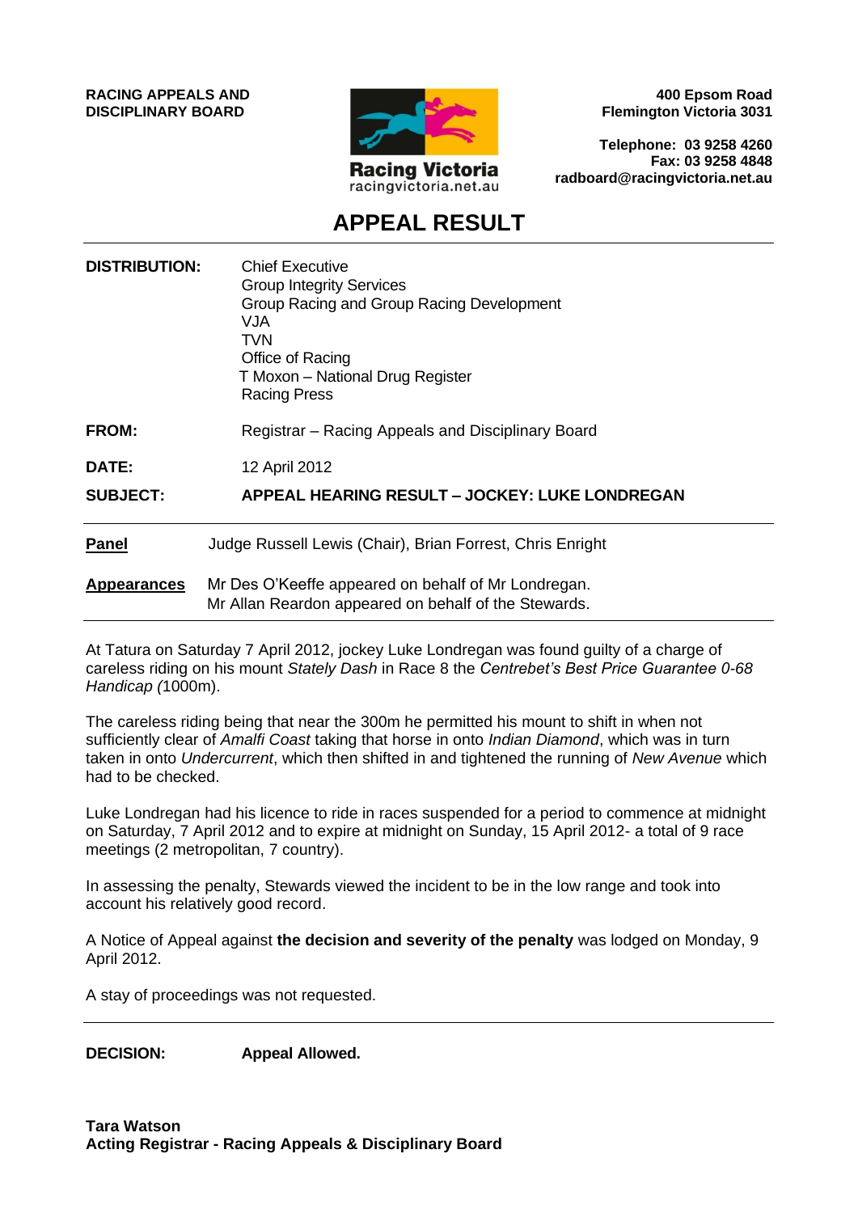**RACING APPEALS AND DISCIPLINARY BOARD**

Racing Victoria
racingvictoria.net.au

**400 Epsom Road**
**Flemington Victoria 3031**

**Telephone: 03 9258 4260**
**Fax: 03 9258 4848**
**radboard@racingvictoria.net.au**

# APPEAL RESULT

**DISTRIBUTION:** Chief Executive
Group Integrity Services
Group Racing and Group Racing Development
VJA
TVN
Office of Racing
T Moxon – National Drug Register
Racing Press

**FROM:** Registrar – Racing Appeals and Disciplinary Board

**DATE:** 12 April 2012

**SUBJECT:** **APPEAL HEARING RESULT – JOCKEY: LUKE LONDREGAN**

---

**Panel** Judge Russell Lewis (Chair), Brian Forrest, Chris Enright

**Appearances** Mr Des O'Keeffe appeared on behalf of Mr Londregan.
Mr Allan Reardon appeared on behalf of the Stewards.

---

At Tatura on Saturday 7 April 2012, jockey Luke Londregan was found guilty of a charge of careless riding on his mount *Stately Dash* in Race 8 the *Centrebet's Best Price Guarantee 0-68 Handicap (*1000m).

The careless riding being that near the 300m he permitted his mount to shift in when not sufficiently clear of *Amalfi Coast* taking that horse in onto *Indian Diamond*, which was in turn taken in onto *Undercurrent*, which then shifted in and tightened the running of *New Avenue* which had to be checked.

Luke Londregan had his licence to ride in races suspended for a period to commence at midnight on Saturday, 7 April 2012 and to expire at midnight on Sunday, 15 April 2012- a total of 9 race meetings (2 metropolitan, 7 country).

In assessing the penalty, Stewards viewed the incident to be in the low range and took into account his relatively good record.

A Notice of Appeal against **the decision and severity of the penalty** was lodged on Monday, 9 April 2012.

A stay of proceedings was not requested.

---

**DECISION:** **Appeal Allowed.**

**Tara Watson**
**Acting Registrar - Racing Appeals & Disciplinary Board**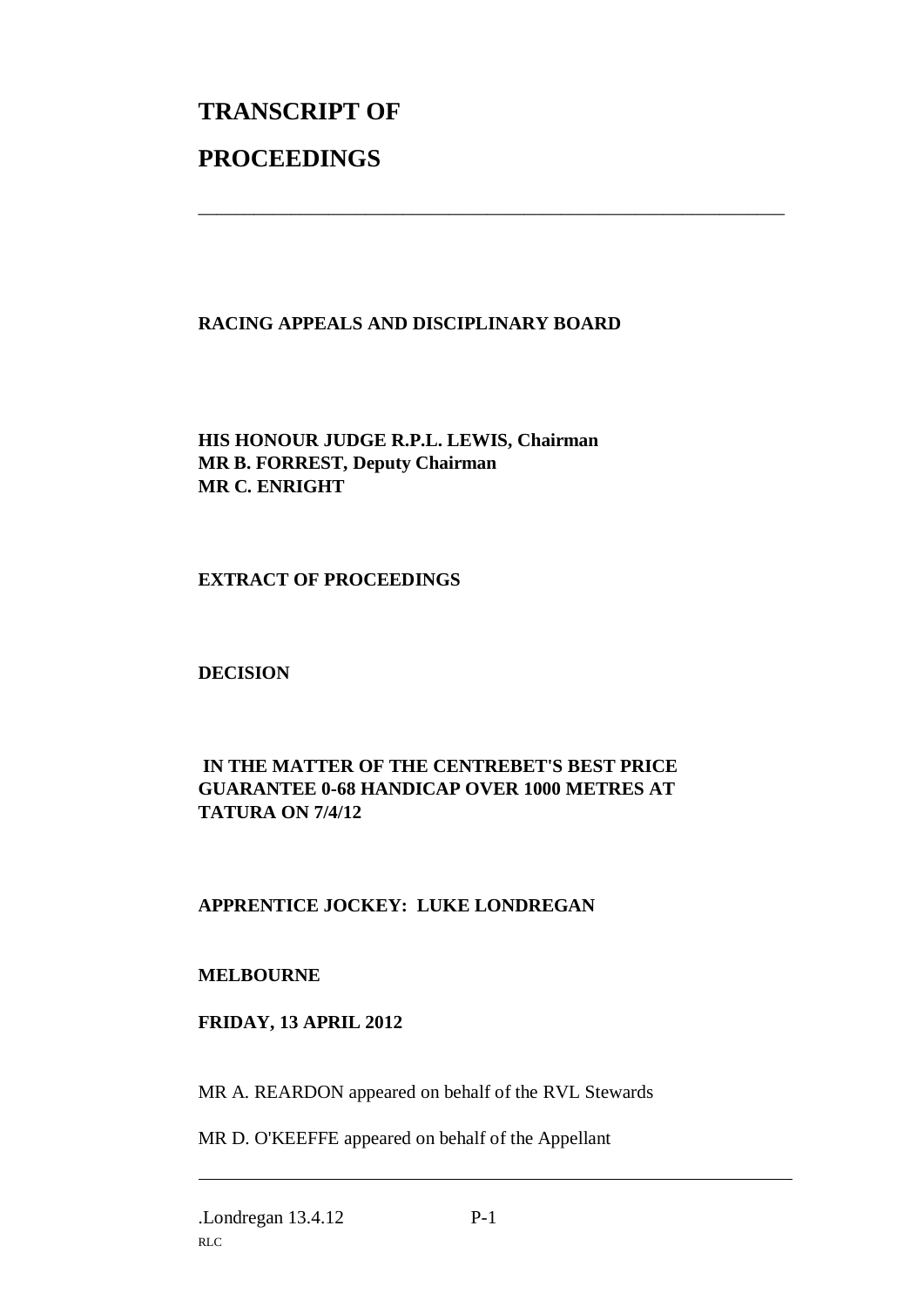# TRANSCRIPT OF

# PROCEEDINGS

---

**RACING APPEALS AND DISCIPLINARY BOARD**

**HIS HONOUR JUDGE R.P.L. LEWIS, Chairman**
**MR B. FORREST, Deputy Chairman**
**MR C. ENRIGHT**

**EXTRACT OF PROCEEDINGS**

**DECISION**

**IN THE MATTER OF THE CENTREBET'S BEST PRICE GUARANTEE 0-68 HANDICAP OVER 1000 METRES AT TATURA ON 7/4/12**

**APPRENTICE JOCKEY: LUKE LONDREGAN**

**MELBOURNE**

**FRIDAY, 13 APRIL 2012**

MR A. REARDON appeared on behalf of the RVL Stewards

MR D. O'KEEFFE appeared on behalf of the Appellant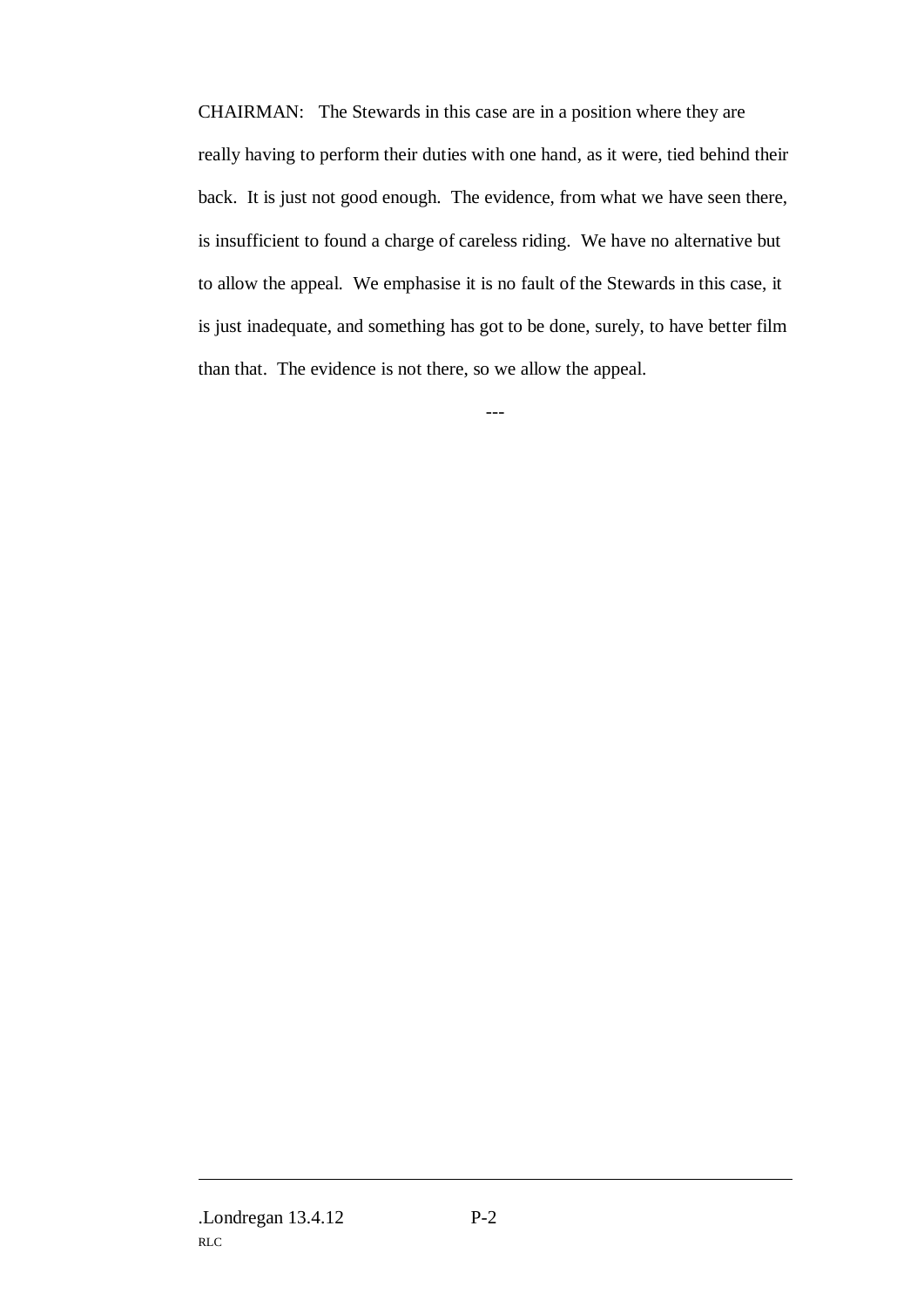CHAIRMAN: The Stewards in this case are in a position where they are really having to perform their duties with one hand, as it were, tied behind their back. It is just not good enough. The evidence, from what we have seen there, is insufficient to found a charge of careless riding. We have no alternative but to allow the appeal. We emphasise it is no fault of the Stewards in this case, it is just inadequate, and something has got to be done, surely, to have better film than that. The evidence is not there, so we allow the appeal.

---